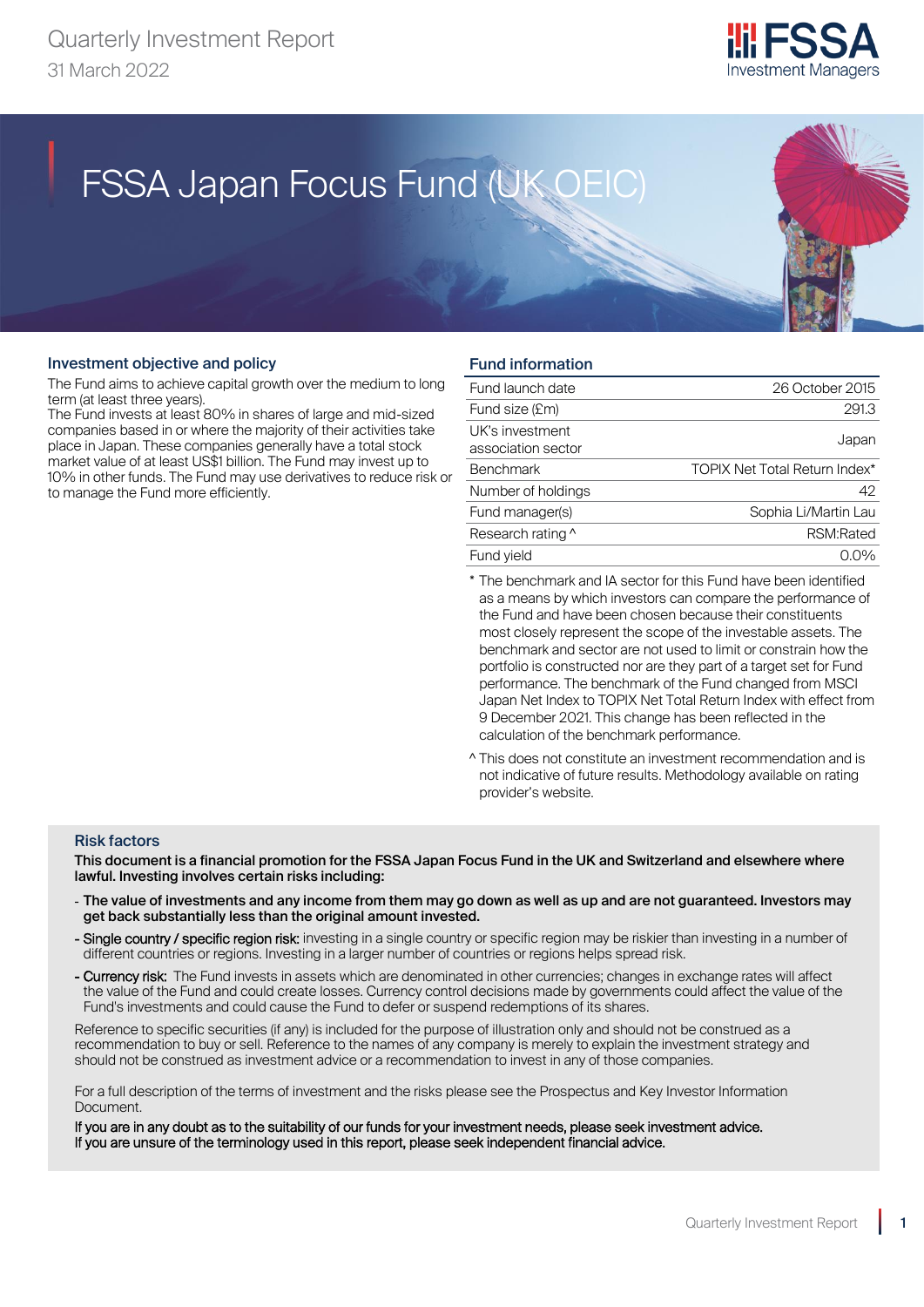Quarterly Investment Report

31 March 2022

FSSA Investment Managers

# FSSA Japan Focus Fund (UK OEIC)

## Investment objective and policy

The Fund aims to achieve capital growth over the medium to long term (at least three years).

The Fund invests at least 80% in shares of large and mid-sized companies based in or where the majority of their activities take place in Japan. These companies generally have a total stock market value of at least US$1 billion. The Fund may invest up to 10% in other funds. The Fund may use derivatives to reduce risk or to manage the Fund more efficiently.

## Fund information

| | |
|---|---|
| Fund launch date | 26 October 2015 |
| Fund size (£m) | 291.3 |
| UK's investment association sector | Japan |
| Benchmark | TOPIX Net Total Return Index* |
| Number of holdings | 42 |
| Fund manager(s) | Sophia Li/Martin Lau |
| Research rating ^ | RSM:Rated |
| Fund yield | 0.0% |

* The benchmark and IA sector for this Fund have been identified as a means by which investors can compare the performance of the Fund and have been chosen because their constituents most closely represent the scope of the investable assets. The benchmark and sector are not used to limit or constrain how the portfolio is constructed nor are they part of a target set for Fund performance. The benchmark of the Fund changed from MSCI Japan Net Index to TOPIX Net Total Return Index with effect from 9 December 2021. This change has been reflected in the calculation of the benchmark performance.

^ This does not constitute an investment recommendation and is not indicative of future results. Methodology available on rating provider's website.

## Risk factors

**This document is a financial promotion for the FSSA Japan Focus Fund in the UK and Switzerland and elsewhere where lawful. Investing involves certain risks including:**

- **The value of investments and any income from them may go down as well as up and are not guaranteed. Investors may get back substantially less than the original amount invested.**
- Single country / specific region risk: investing in a single country or specific region may be riskier than investing in a number of different countries or regions. Investing in a larger number of countries or regions helps spread risk.
- Currency risk: The Fund invests in assets which are denominated in other currencies; changes in exchange rates will affect the value of the Fund and could create losses. Currency control decisions made by governments could affect the value of the Fund's investments and could cause the Fund to defer or suspend redemptions of its shares.

Reference to specific securities (if any) is included for the purpose of illustration only and should not be construed as a recommendation to buy or sell. Reference to the names of any company is merely to explain the investment strategy and should not be construed as investment advice or a recommendation to invest in any of those companies.

For a full description of the terms of investment and the risks please see the Prospectus and Key Investor Information Document.

If you are in any doubt as to the suitability of our funds for your investment needs, please seek investment advice. If you are unsure of the terminology used in this report, please seek independent financial advice.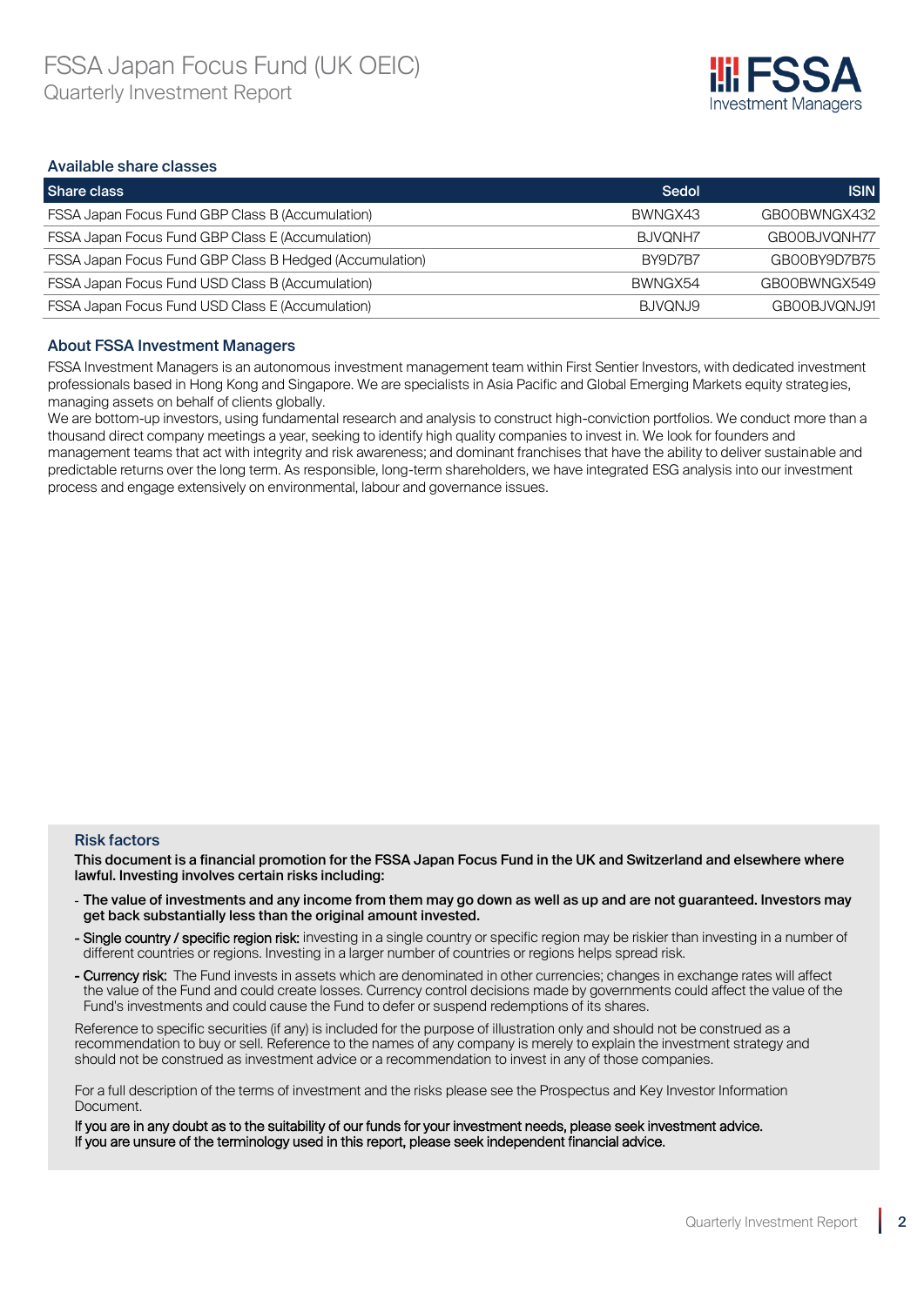# FSSA Japan Focus Fund (UK OEIC)

## Quarterly Investment Report

### Available share classes

| Share class | Sedol | ISIN |
|---|---|---|
| FSSA Japan Focus Fund GBP Class B (Accumulation) | BWNGX43 | GB00BWNGX432 |
| FSSA Japan Focus Fund GBP Class E (Accumulation) | BJVQNH7 | GB00BJVQNH77 |
| FSSA Japan Focus Fund GBP Class B Hedged (Accumulation) | BY9D7B7 | GB00BY9D7B75 |
| FSSA Japan Focus Fund USD Class B (Accumulation) | BWNGX54 | GB00BWNGX549 |
| FSSA Japan Focus Fund USD Class E (Accumulation) | BJVQNJ9 | GB00BJVQNJ91 |

### About FSSA Investment Managers

FSSA Investment Managers is an autonomous investment management team within First Sentier Investors, with dedicated investment professionals based in Hong Kong and Singapore. We are specialists in Asia Pacific and Global Emerging Markets equity strategies, managing assets on behalf of clients globally.

We are bottom-up investors, using fundamental research and analysis to construct high-conviction portfolios. We conduct more than a thousand direct company meetings a year, seeking to identify high quality companies to invest in. We look for founders and management teams that act with integrity and risk awareness; and dominant franchises that have the ability to deliver sustainable and predictable returns over the long term. As responsible, long-term shareholders, we have integrated ESG analysis into our investment process and engage extensively on environmental, labour and governance issues.

### Risk factors

**This document is a financial promotion for the FSSA Japan Focus Fund in the UK and Switzerland and elsewhere where lawful. Investing involves certain risks including:**

- **The value of investments and any income from them may go down as well as up and are not guaranteed. Investors may get back substantially less than the original amount invested.**
- Single country / specific region risk: investing in a single country or specific region may be riskier than investing in a number of different countries or regions. Investing in a larger number of countries or regions helps spread risk.
- Currency risk: The Fund invests in assets which are denominated in other currencies; changes in exchange rates will affect the value of the Fund and could create losses. Currency control decisions made by governments could affect the value of the Fund's investments and could cause the Fund to defer or suspend redemptions of its shares.

Reference to specific securities (if any) is included for the purpose of illustration only and should not be construed as a recommendation to buy or sell. Reference to the names of any company is merely to explain the investment strategy and should not be construed as investment advice or a recommendation to invest in any of those companies.

For a full description of the terms of investment and the risks please see the Prospectus and Key Investor Information Document.

If you are in any doubt as to the suitability of our funds for your investment needs, please seek investment advice.
If you are unsure of the terminology used in this report, please seek independent financial advice.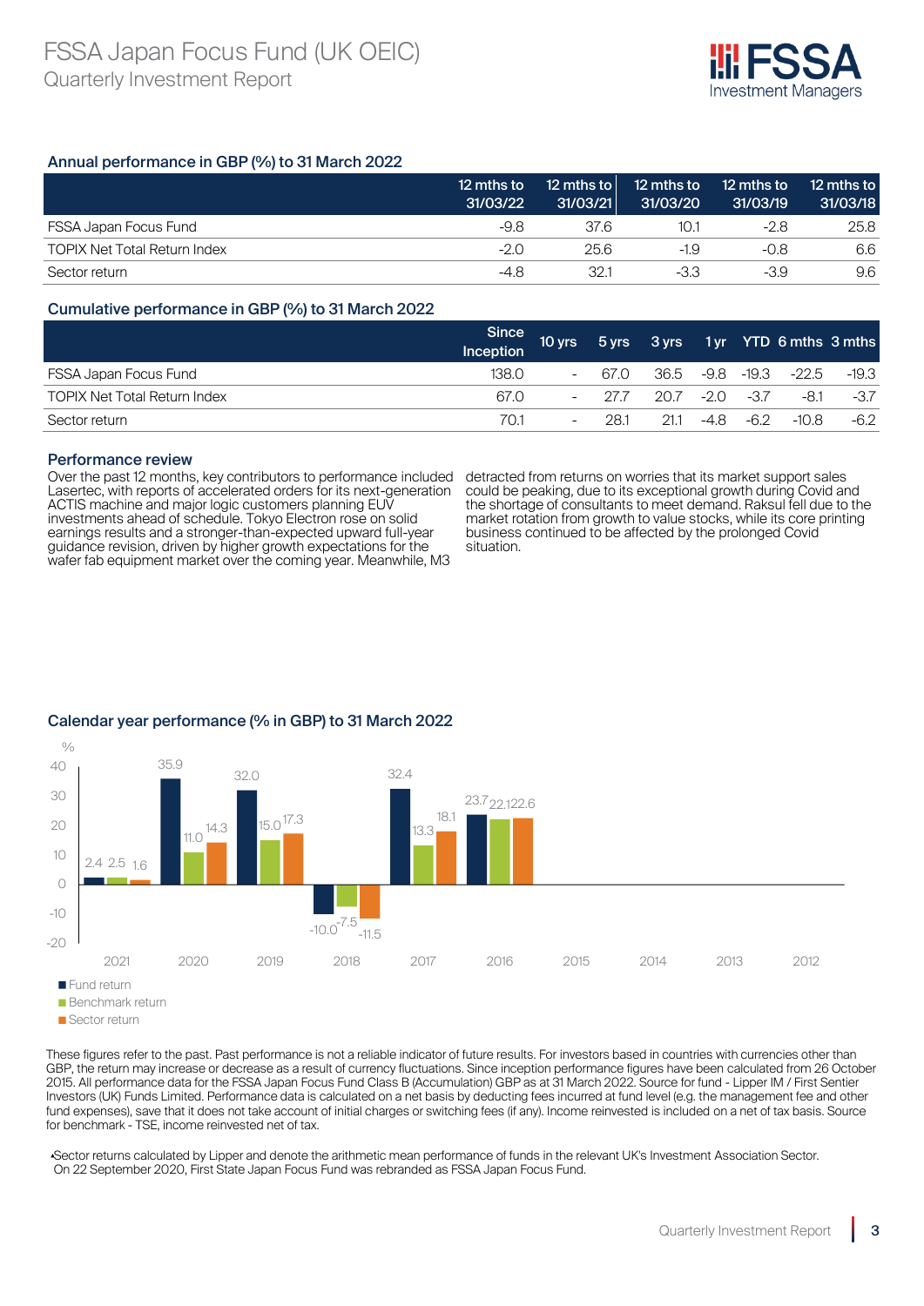### Annual performance in GBP (%) to 31 March 2022

| | 12 mths to 31/03/22 | 12 mths to 31/03/21 | 12 mths to 31/03/20 | 12 mths to 31/03/19 | 12 mths to 31/03/18 |
|---|---|---|---|---|---|
| FSSA Japan Focus Fund | -9.8 | 37.6 | 10.1 | -2.8 | 25.8 |
| TOPIX Net Total Return Index | -2.0 | 25.6 | -1.9 | -0.8 | 6.6 |
| Sector return | -4.8 | 32.1 | -3.3 | -3.9 | 9.6 |

### Cumulative performance in GBP (%) to 31 March 2022

| | Since Inception | 10 yrs | 5 yrs | 3 yrs | 1 yr | YTD | 6 mths | 3 mths |
|---|---|---|---|---|---|---|---|---|
| FSSA Japan Focus Fund | 138.0 | - | 67.0 | 36.5 | -9.8 | -19.3 | -22.5 | -19.3 |
| TOPIX Net Total Return Index | 67.0 | - | 27.7 | 20.7 | -2.0 | -3.7 | -8.1 | -3.7 |
| Sector return | 70.1 | - | 28.1 | 21.1 | -4.8 | -6.2 | -10.8 | -6.2 |

### Performance review

Over the past 12 months, key contributors to performance included Lasertec, with reports of accelerated orders for its next-generation ACTIS machine and major logic customers planning EUV investments ahead of schedule. Tokyo Electron rose on solid earnings results and a stronger-than-expected upward full-year guidance revision, driven by higher growth expectations for the wafer fab equipment market over the coming year. Meanwhile, M3 detracted from returns on worries that its market support sales could be peaking, due to its exceptional growth during Covid and the shortage of consultants to meet demand. Raksul fell due to the market rotation from growth to value stocks, while its core printing business continued to be affected by the prolonged Covid situation.

### Calendar year performance (% in GBP) to 31 March 2022

| % | 2021 | 2020 | 2019 | 2018 | 2017 | 2016 | 2015 | 2014 | 2013 | 2012 |
|---|---|---|---|---|---|---|---|---|---|---|
| Fund return | 2.4 | 35.9 | 32.0 | -10.0 | 32.4 | 23.7 | | | | |
| Benchmark return | 2.5 | 11.0 | 15.0 | -7.5 | 13.3 | 22.1 | | | | |
| Sector return | 1.6 | 14.3 | 17.3 | -11.5 | 18.1 | 22.6 | | | | |

These figures refer to the past. Past performance is not a reliable indicator of future results. For investors based in countries with currencies other than GBP, the return may increase or decrease as a result of currency fluctuations. Since inception performance figures have been calculated from 26 October 2015. All performance data for the FSSA Japan Focus Fund Class B (Accumulation) GBP as at 31 March 2022. Source for fund - Lipper IM / First Sentier Investors (UK) Funds Limited. Performance data is calculated on a net basis by deducting fees incurred at fund level (e.g. the management fee and other fund expenses), save that it does not take account of initial charges or switching fees (if any). Income reinvested is included on a net of tax basis. Source for benchmark - TSE, income reinvested net of tax.

•Sector returns calculated by Lipper and denote the arithmetic mean performance of funds in the relevant UK's Investment Association Sector. On 22 September 2020, First State Japan Focus Fund was rebranded as FSSA Japan Focus Fund.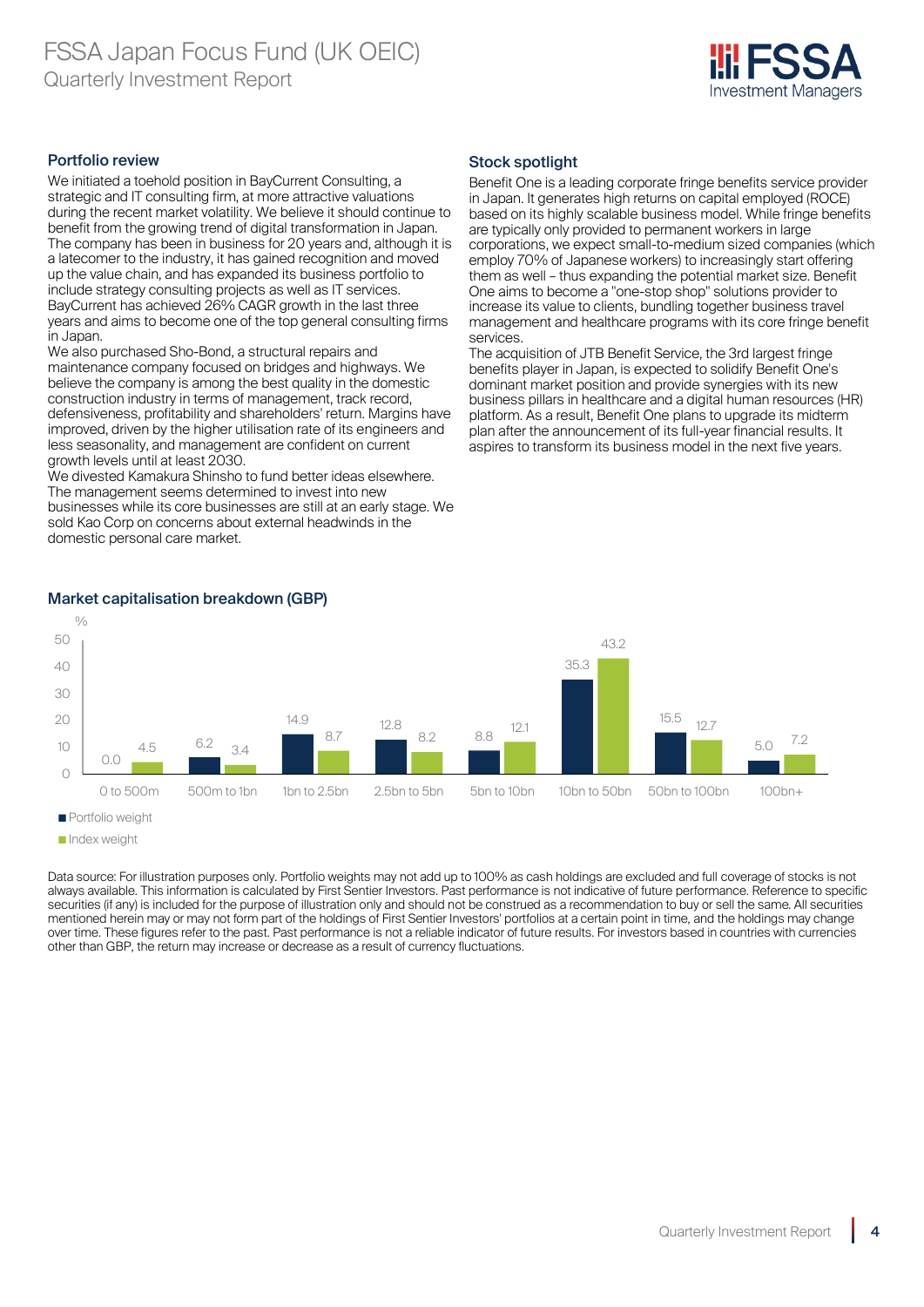## Portfolio review

We initiated a toehold position in BayCurrent Consulting, a strategic and IT consulting firm, at more attractive valuations during the recent market volatility. We believe it should continue to benefit from the growing trend of digital transformation in Japan. The company has been in business for 20 years and, although it is a latecomer to the industry, it has gained recognition and moved up the value chain, and has expanded its business portfolio to include strategy consulting projects as well as IT services. BayCurrent has achieved 26% CAGR growth in the last three years and aims to become one of the top general consulting firms in Japan.

We also purchased Sho-Bond, a structural repairs and maintenance company focused on bridges and highways. We believe the company is among the best quality in the domestic construction industry in terms of management, track record, defensiveness, profitability and shareholders' return. Margins have improved, driven by the higher utilisation rate of its engineers and less seasonality, and management are confident on current growth levels until at least 2030.

We divested Kamakura Shinsho to fund better ideas elsewhere. The management seems determined to invest into new businesses while its core businesses are still at an early stage. We sold Kao Corp on concerns about external headwinds in the domestic personal care market.

## Stock spotlight

Benefit One is a leading corporate fringe benefits service provider in Japan. It generates high returns on capital employed (ROCE) based on its highly scalable business model. While fringe benefits are typically only provided to permanent workers in large corporations, we expect small-to-medium sized companies (which employ 70% of Japanese workers) to increasingly start offering them as well – thus expanding the potential market size. Benefit One aims to become a "one-stop shop" solutions provider to increase its value to clients, bundling together business travel management and healthcare programs with its core fringe benefit services.

The acquisition of JTB Benefit Service, the 3rd largest fringe benefits player in Japan, is expected to solidify Benefit One's dominant market position and provide synergies with its new business pillars in healthcare and a digital human resources (HR) platform. As a result, Benefit One plans to upgrade its midterm plan after the announcement of its full-year financial results. It aspires to transform its business model in the next five years.

## Market capitalisation breakdown (GBP)

| % | 0 to 500m | 500m to 1bn | 1bn to 2.5bn | 2.5bn to 5bn | 5bn to 10bn | 10bn to 50bn | 50bn to 100bn | 100bn+ |
|---|---|---|---|---|---|---|---|---|
| Portfolio weight | 0.0 | 6.2 | 14.9 | 12.8 | 8.8 | 35.3 | 15.5 | 5.0 |
| Index weight | 4.5 | 3.4 | 8.7 | 8.2 | 12.1 | 43.2 | 12.7 | 7.2 |

Data source: For illustration purposes only. Portfolio weights may not add up to 100% as cash holdings are excluded and full coverage of stocks is not always available. This information is calculated by First Sentier Investors. Past performance is not indicative of future performance. Reference to specific securities (if any) is included for the purpose of illustration only and should not be construed as a recommendation to buy or sell the same. All securities mentioned herein may or may not form part of the holdings of First Sentier Investors' portfolios at a certain point in time, and the holdings may change over time. These figures refer to the past. Past performance is not a reliable indicator of future results. For investors based in countries with currencies other than GBP, the return may increase or decrease as a result of currency fluctuations.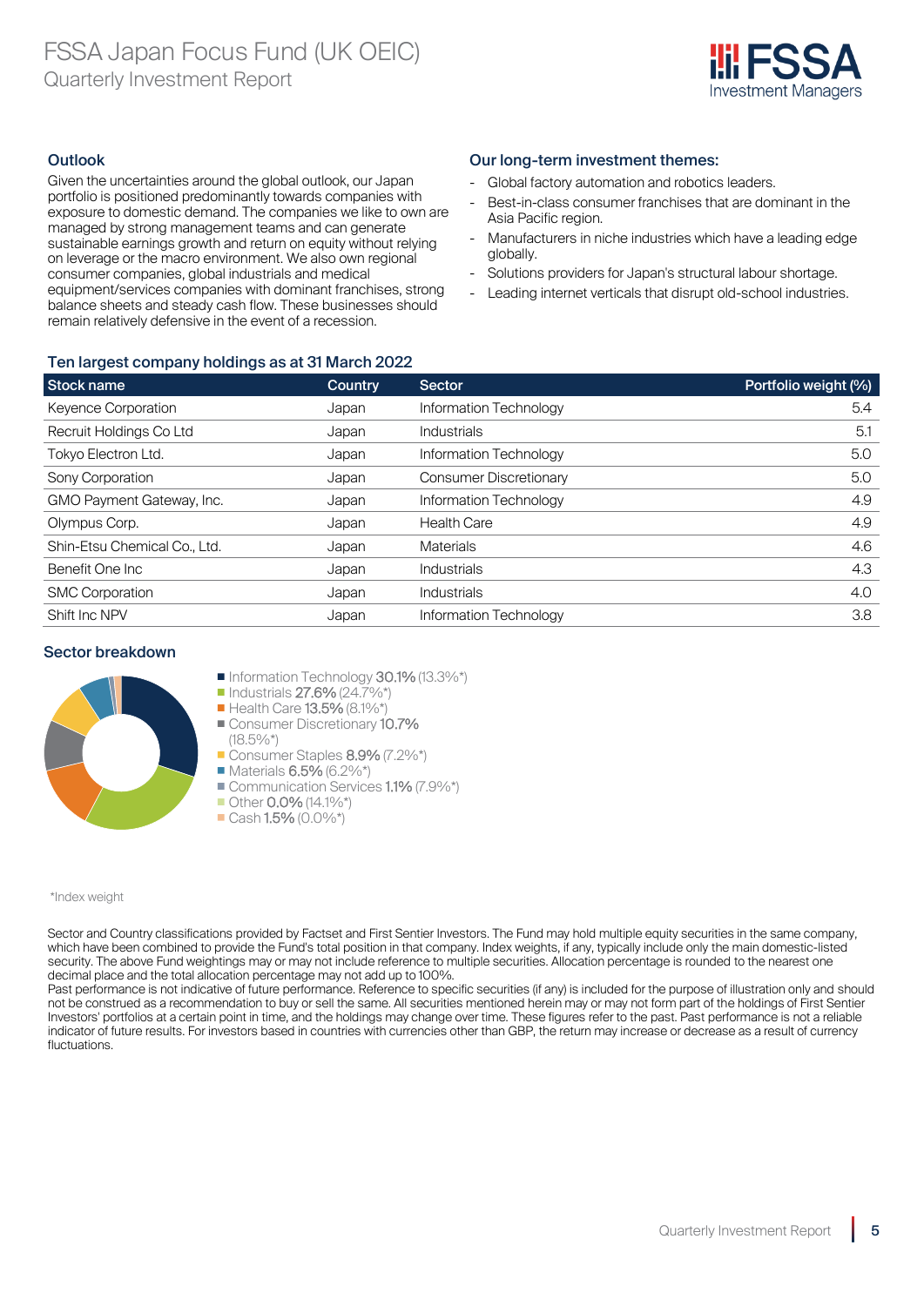## Outlook

Given the uncertainties around the global outlook, our Japan portfolio is positioned predominantly towards companies with exposure to domestic demand. The companies we like to own are managed by strong management teams and can generate sustainable earnings growth and return on equity without relying on leverage or the macro environment. We also own regional consumer companies, global industrials and medical equipment/services companies with dominant franchises, strong balance sheets and steady cash flow. These businesses should remain relatively defensive in the event of a recession.

## Our long-term investment themes:

- Global factory automation and robotics leaders.
- Best-in-class consumer franchises that are dominant in the Asia Pacific region.
- Manufacturers in niche industries which have a leading edge globally.
- Solutions providers for Japan's structural labour shortage.
- Leading internet verticals that disrupt old-school industries.

## Ten largest company holdings as at 31 March 2022

| Stock name | Country | Sector | Portfolio weight (%) |
|---|---|---|---|
| Keyence Corporation | Japan | Information Technology | 5.4 |
| Recruit Holdings Co Ltd | Japan | Industrials | 5.1 |
| Tokyo Electron Ltd. | Japan | Information Technology | 5.0 |
| Sony Corporation | Japan | Consumer Discretionary | 5.0 |
| GMO Payment Gateway, Inc. | Japan | Information Technology | 4.9 |
| Olympus Corp. | Japan | Health Care | 4.9 |
| Shin-Etsu Chemical Co., Ltd. | Japan | Materials | 4.6 |
| Benefit One Inc | Japan | Industrials | 4.3 |
| SMC Corporation | Japan | Industrials | 4.0 |
| Shift Inc NPV | Japan | Information Technology | 3.8 |

## Sector breakdown

- Information Technology **30.1%** (13.3%*)
- Industrials **27.6%** (24.7%*)
- Health Care **13.5%** (8.1%*)
- Consumer Discretionary **10.7%** (18.5%*)
- Consumer Staples **8.9%** (7.2%*)
- Materials **6.5%** (6.2%*)
- Communication Services **1.1%** (7.9%*)
- Other **0.0%** (14.1%*)
- Cash **1.5%** (0.0%*)

*Index weight

Sector and Country classifications provided by Factset and First Sentier Investors. The Fund may hold multiple equity securities in the same company, which have been combined to provide the Fund's total position in that company. Index weights, if any, typically include only the main domestic-listed security. The above Fund weightings may or may not include reference to multiple securities. Allocation percentage is rounded to the nearest one decimal place and the total allocation percentage may not add up to 100%.

Past performance is not indicative of future performance. Reference to specific securities (if any) is included for the purpose of illustration only and should not be construed as a recommendation to buy or sell the same. All securities mentioned herein may or may not form part of the holdings of First Sentier Investors' portfolios at a certain point in time, and the holdings may change over time. These figures refer to the past. Past performance is not a reliable indicator of future results. For investors based in countries with currencies other than GBP, the return may increase or decrease as a result of currency fluctuations.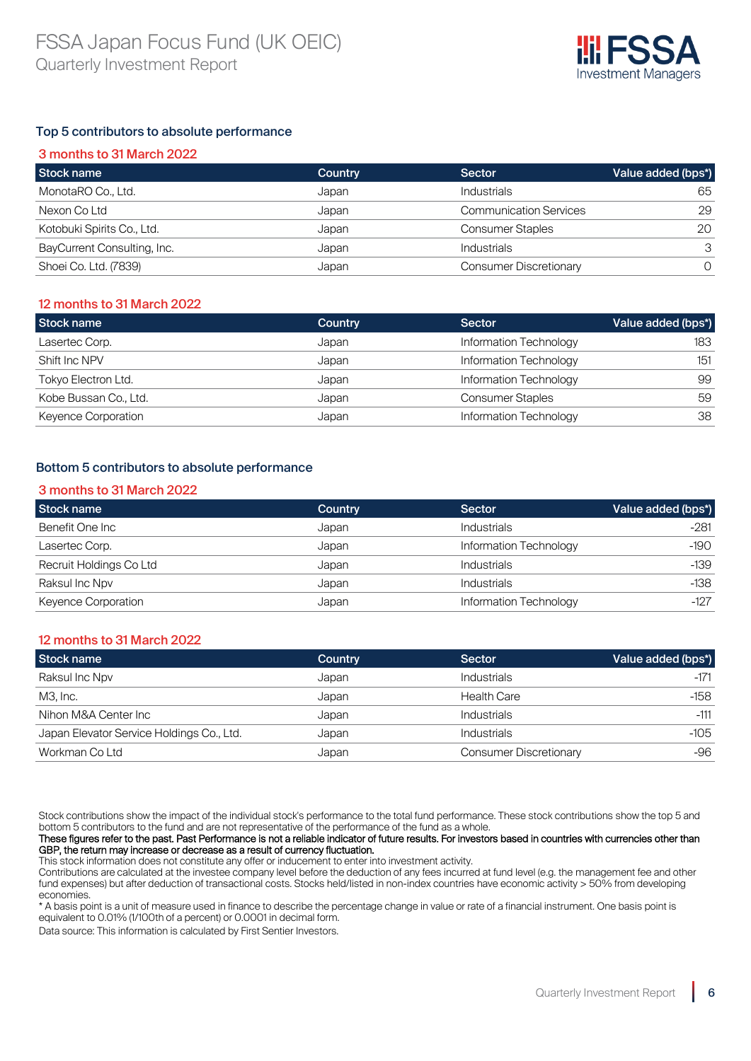## Top 5 contributors to absolute performance

### 3 months to 31 March 2022

| Stock name | Country | Sector | Value added (bps*) |
|---|---|---|---|
| MonotaRO Co., Ltd. | Japan | Industrials | 65 |
| Nexon Co Ltd | Japan | Communication Services | 29 |
| Kotobuki Spirits Co., Ltd. | Japan | Consumer Staples | 20 |
| BayCurrent Consulting, Inc. | Japan | Industrials | 3 |
| Shoei Co. Ltd. (7839) | Japan | Consumer Discretionary | 0 |

### 12 months to 31 March 2022

| Stock name | Country | Sector | Value added (bps*) |
|---|---|---|---|
| Lasertec Corp. | Japan | Information Technology | 183 |
| Shift Inc NPV | Japan | Information Technology | 151 |
| Tokyo Electron Ltd. | Japan | Information Technology | 99 |
| Kobe Bussan Co., Ltd. | Japan | Consumer Staples | 59 |
| Keyence Corporation | Japan | Information Technology | 38 |

## Bottom 5 contributors to absolute performance

### 3 months to 31 March 2022

| Stock name | Country | Sector | Value added (bps*) |
|---|---|---|---|
| Benefit One Inc | Japan | Industrials | -281 |
| Lasertec Corp. | Japan | Information Technology | -190 |
| Recruit Holdings Co Ltd | Japan | Industrials | -139 |
| Raksul Inc Npv | Japan | Industrials | -138 |
| Keyence Corporation | Japan | Information Technology | -127 |

### 12 months to 31 March 2022

| Stock name | Country | Sector | Value added (bps*) |
|---|---|---|---|
| Raksul Inc Npv | Japan | Industrials | -171 |
| M3, Inc. | Japan | Health Care | -158 |
| Nihon M&A Center Inc | Japan | Industrials | -111 |
| Japan Elevator Service Holdings Co., Ltd. | Japan | Industrials | -105 |
| Workman Co Ltd | Japan | Consumer Discretionary | -96 |

Stock contributions show the impact of the individual stock's performance to the total fund performance. These stock contributions show the top 5 and bottom 5 contributors to the fund and are not representative of the performance of the fund as a whole.

**These figures refer to the past. Past Performance is not a reliable indicator of future results. For investors based in countries with currencies other than GBP, the return may increase or decrease as a result of currency fluctuation.**

This stock information does not constitute any offer or inducement to enter into investment activity.

Contributions are calculated at the investee company level before the deduction of any fees incurred at fund level (e.g. the management fee and other fund expenses) but after deduction of transactional costs. Stocks held/listed in non-index countries have economic activity > 50% from developing economies.

* A basis point is a unit of measure used in finance to describe the percentage change in value or rate of a financial instrument. One basis point is equivalent to 0.01% (1/100th of a percent) or 0.0001 in decimal form.

Data source: This information is calculated by First Sentier Investors.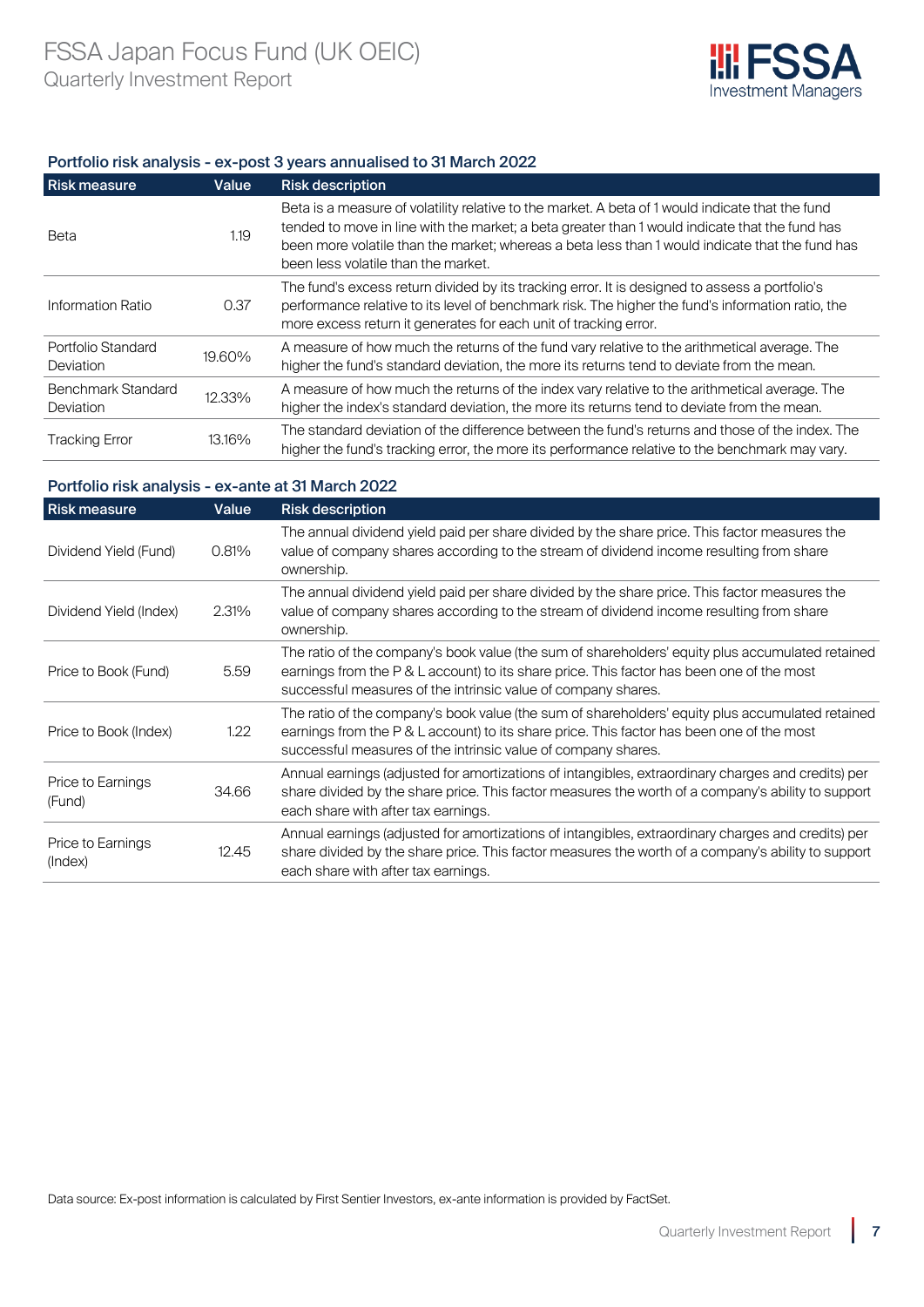### Portfolio risk analysis - ex-post 3 years annualised to 31 March 2022

| Risk measure | Value | Risk description |
|---|---|---|
| Beta | 1.19 | Beta is a measure of volatility relative to the market. A beta of 1 would indicate that the fund tended to move in line with the market; a beta greater than 1 would indicate that the fund has been more volatile than the market; whereas a beta less than 1 would indicate that the fund has been less volatile than the market. |
| Information Ratio | 0.37 | The fund's excess return divided by its tracking error. It is designed to assess a portfolio's performance relative to its level of benchmark risk. The higher the fund's information ratio, the more excess return it generates for each unit of tracking error. |
| Portfolio Standard Deviation | 19.60% | A measure of how much the returns of the fund vary relative to the arithmetical average. The higher the fund's standard deviation, the more its returns tend to deviate from the mean. |
| Benchmark Standard Deviation | 12.33% | A measure of how much the returns of the index vary relative to the arithmetical average. The higher the index's standard deviation, the more its returns tend to deviate from the mean. |
| Tracking Error | 13.16% | The standard deviation of the difference between the fund's returns and those of the index. The higher the fund's tracking error, the more its performance relative to the benchmark may vary. |

### Portfolio risk analysis - ex-ante at 31 March 2022

| Risk measure | Value | Risk description |
|---|---|---|
| Dividend Yield (Fund) | 0.81% | The annual dividend yield paid per share divided by the share price. This factor measures the value of company shares according to the stream of dividend income resulting from share ownership. |
| Dividend Yield (Index) | 2.31% | The annual dividend yield paid per share divided by the share price. This factor measures the value of company shares according to the stream of dividend income resulting from share ownership. |
| Price to Book (Fund) | 5.59 | The ratio of the company's book value (the sum of shareholders' equity plus accumulated retained earnings from the P & L account) to its share price. This factor has been one of the most successful measures of the intrinsic value of company shares. |
| Price to Book (Index) | 1.22 | The ratio of the company's book value (the sum of shareholders' equity plus accumulated retained earnings from the P & L account) to its share price. This factor has been one of the most successful measures of the intrinsic value of company shares. |
| Price to Earnings (Fund) | 34.66 | Annual earnings (adjusted for amortizations of intangibles, extraordinary charges and credits) per share divided by the share price. This factor measures the worth of a company's ability to support each share with after tax earnings. |
| Price to Earnings (Index) | 12.45 | Annual earnings (adjusted for amortizations of intangibles, extraordinary charges and credits) per share divided by the share price. This factor measures the worth of a company's ability to support each share with after tax earnings. |

Data source: Ex-post information is calculated by First Sentier Investors, ex-ante information is provided by FactSet.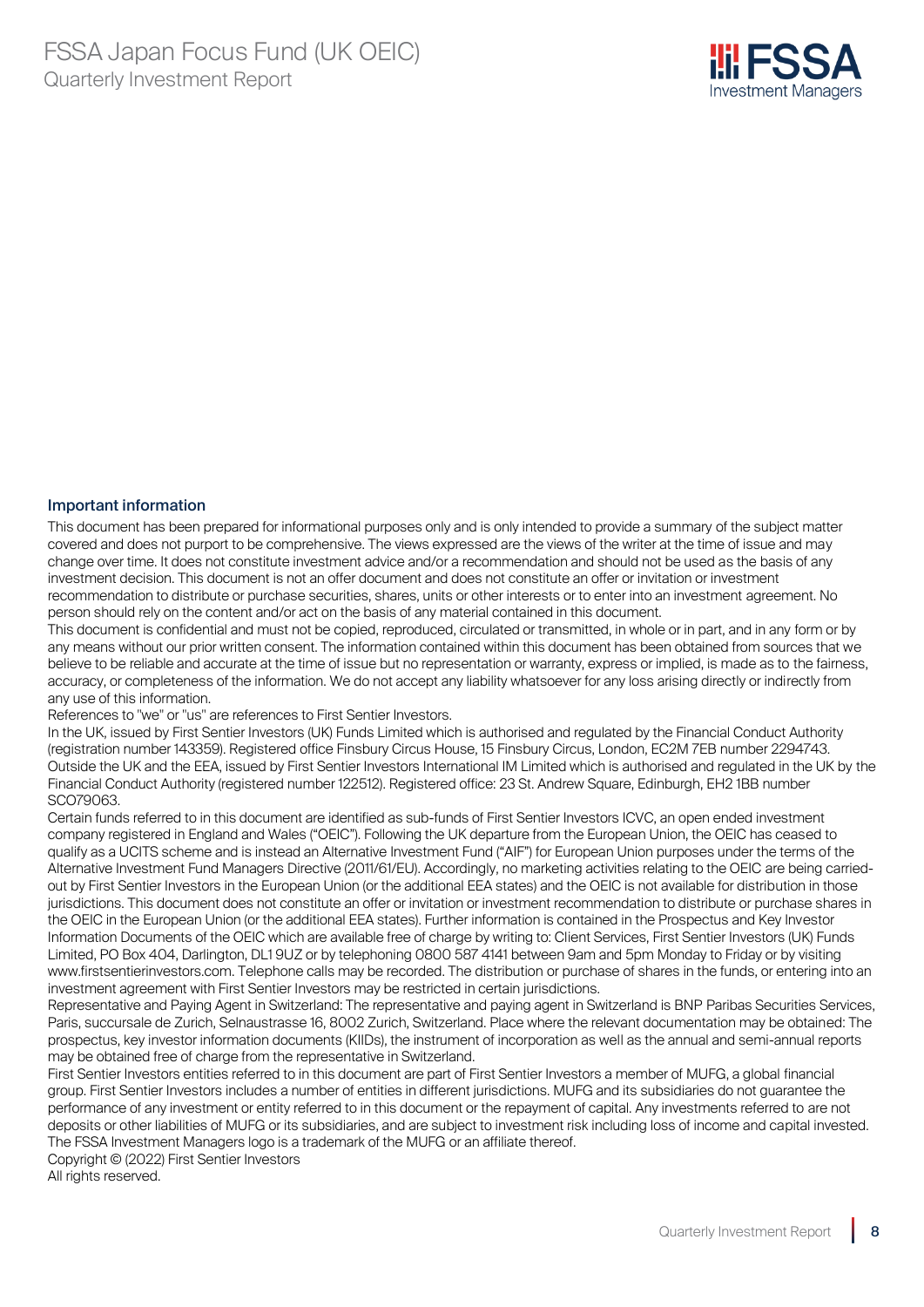## Important information

This document has been prepared for informational purposes only and is only intended to provide a summary of the subject matter covered and does not purport to be comprehensive. The views expressed are the views of the writer at the time of issue and may change over time. It does not constitute investment advice and/or a recommendation and should not be used as the basis of any investment decision. This document is not an offer document and does not constitute an offer or invitation or investment recommendation to distribute or purchase securities, shares, units or other interests or to enter into an investment agreement. No person should rely on the content and/or act on the basis of any material contained in this document.

This document is confidential and must not be copied, reproduced, circulated or transmitted, in whole or in part, and in any form or by any means without our prior written consent. The information contained within this document has been obtained from sources that we believe to be reliable and accurate at the time of issue but no representation or warranty, express or implied, is made as to the fairness, accuracy, or completeness of the information. We do not accept any liability whatsoever for any loss arising directly or indirectly from any use of this information.

References to "we" or "us" are references to First Sentier Investors.

In the UK, issued by First Sentier Investors (UK) Funds Limited which is authorised and regulated by the Financial Conduct Authority (registration number 143359). Registered office Finsbury Circus House, 15 Finsbury Circus, London, EC2M 7EB number 2294743. Outside the UK and the EEA, issued by First Sentier Investors International IM Limited which is authorised and regulated in the UK by the Financial Conduct Authority (registered number 122512). Registered office: 23 St. Andrew Square, Edinburgh, EH2 1BB number SCO79063.

Certain funds referred to in this document are identified as sub-funds of First Sentier Investors ICVC, an open ended investment company registered in England and Wales ("OEIC"). Following the UK departure from the European Union, the OEIC has ceased to qualify as a UCITS scheme and is instead an Alternative Investment Fund ("AIF") for European Union purposes under the terms of the Alternative Investment Fund Managers Directive (2011/61/EU). Accordingly, no marketing activities relating to the OEIC are being carried-out by First Sentier Investors in the European Union (or the additional EEA states) and the OEIC is not available for distribution in those jurisdictions. This document does not constitute an offer or invitation or investment recommendation to distribute or purchase shares in the OEIC in the European Union (or the additional EEA states). Further information is contained in the Prospectus and Key Investor Information Documents of the OEIC which are available free of charge by writing to: Client Services, First Sentier Investors (UK) Funds Limited, PO Box 404, Darlington, DL1 9UZ or by telephoning 0800 587 4141 between 9am and 5pm Monday to Friday or by visiting www.firstsentierinvestors.com. Telephone calls may be recorded. The distribution or purchase of shares in the funds, or entering into an investment agreement with First Sentier Investors may be restricted in certain jurisdictions.

Representative and Paying Agent in Switzerland: The representative and paying agent in Switzerland is BNP Paribas Securities Services, Paris, succursale de Zurich, Selnaustrasse 16, 8002 Zurich, Switzerland. Place where the relevant documentation may be obtained: The prospectus, key investor information documents (KIIDs), the instrument of incorporation as well as the annual and semi-annual reports may be obtained free of charge from the representative in Switzerland.

First Sentier Investors entities referred to in this document are part of First Sentier Investors a member of MUFG, a global financial group. First Sentier Investors includes a number of entities in different jurisdictions. MUFG and its subsidiaries do not guarantee the performance of any investment or entity referred to in this document or the repayment of capital. Any investments referred to are not deposits or other liabilities of MUFG or its subsidiaries, and are subject to investment risk including loss of income and capital invested. The FSSA Investment Managers logo is a trademark of the MUFG or an affiliate thereof.

Copyright © (2022) First Sentier Investors

All rights reserved.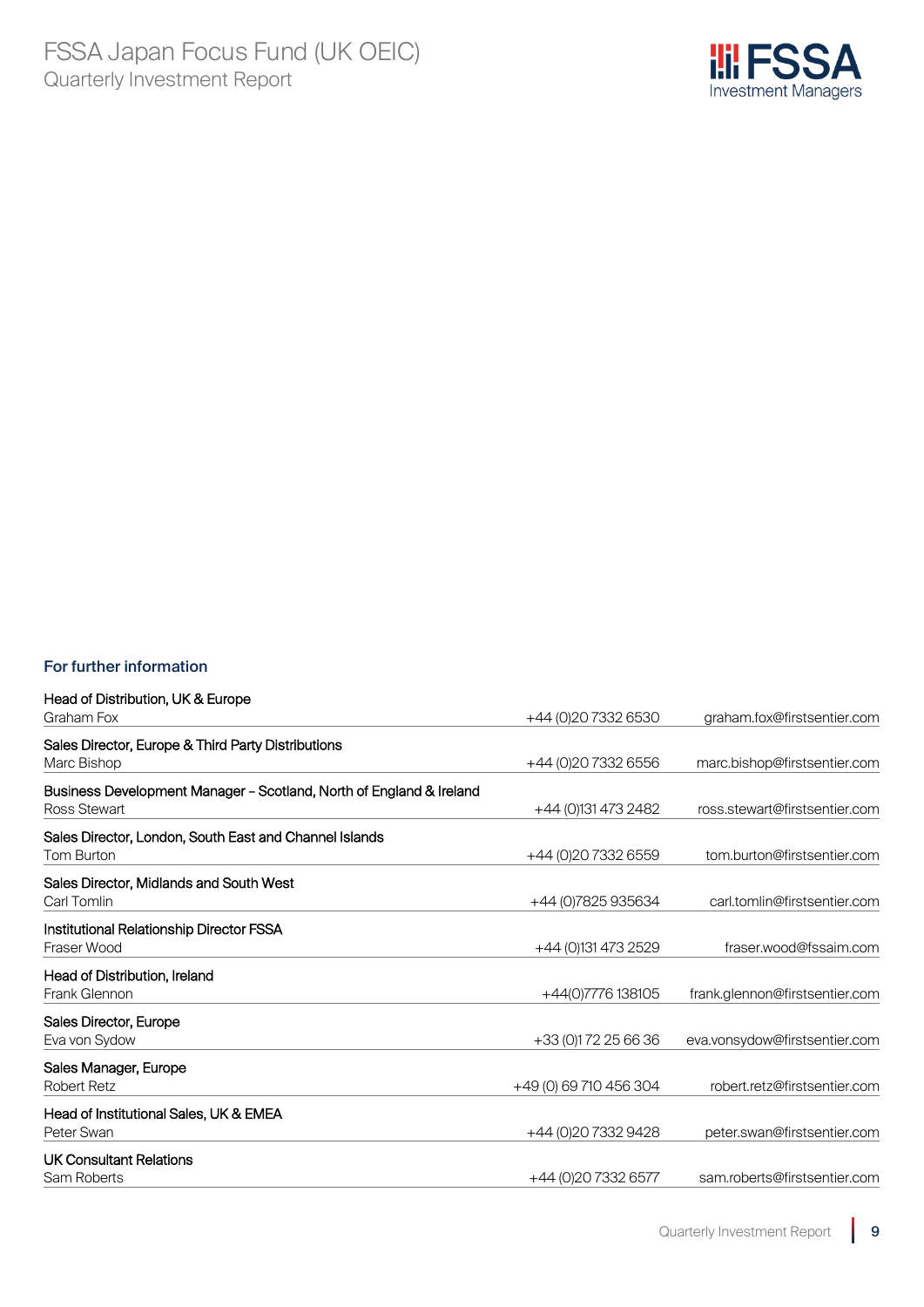## For further information

| | | |
|---|---|---|
| **Head of Distribution, UK & Europe**<br>Graham Fox | +44 (0)20 7332 6530 | graham.fox@firstsentier.com |
| **Sales Director, Europe & Third Party Distributions**<br>Marc Bishop | +44 (0)20 7332 6556 | marc.bishop@firstsentier.com |
| **Business Development Manager – Scotland, North of England & Ireland**<br>Ross Stewart | +44 (0)131 473 2482 | ross.stewart@firstsentier.com |
| **Sales Director, London, South East and Channel Islands**<br>Tom Burton | +44 (0)20 7332 6559 | tom.burton@firstsentier.com |
| **Sales Director, Midlands and South West**<br>Carl Tomlin | +44 (0)7825 935634 | carl.tomlin@firstsentier.com |
| **Institutional Relationship Director FSSA**<br>Fraser Wood | +44 (0)131 473 2529 | fraser.wood@fssaim.com |
| **Head of Distribution, Ireland**<br>Frank Glennon | +44(0)7776 138105 | frank.glennon@firstsentier.com |
| **Sales Director, Europe**<br>Eva von Sydow | +33 (0)1 72 25 66 36 | eva.vonsydow@firstsentier.com |
| **Sales Manager, Europe**<br>Robert Retz | +49 (0) 69 710 456 304 | robert.retz@firstsentier.com |
| **Head of Institutional Sales, UK & EMEA**<br>Peter Swan | +44 (0)20 7332 9428 | peter.swan@firstsentier.com |
| **UK Consultant Relations**<br>Sam Roberts | +44 (0)20 7332 6577 | sam.roberts@firstsentier.com |